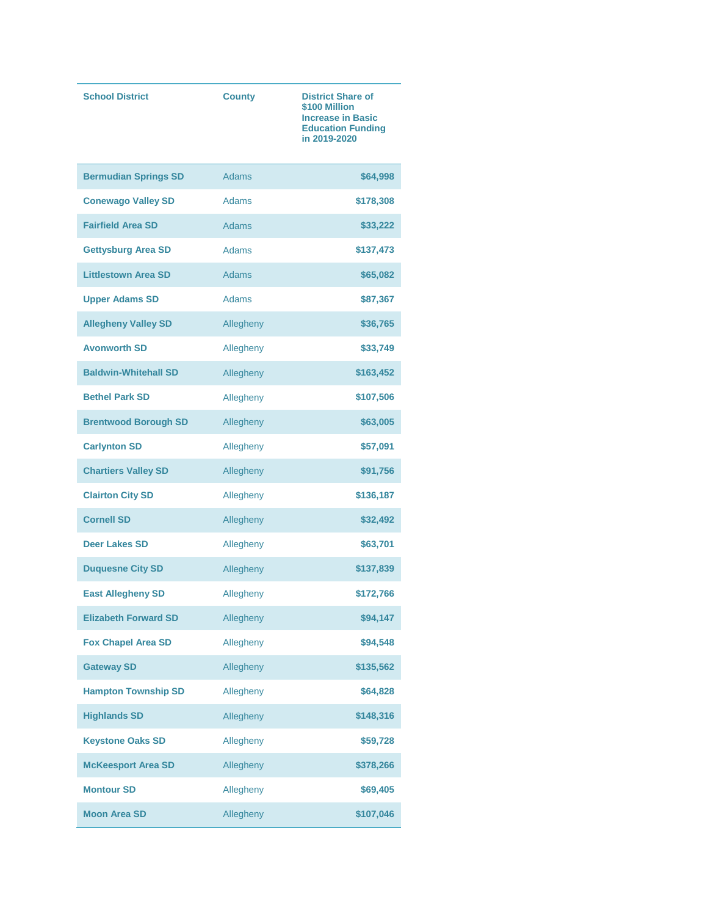| School District | County | District Share of $100 Million Increase in Basic Education Funding in 2019-2020 |
| --- | --- | --- |
| **Bermudian Springs SD** | Adams | **$64,998** |
| **Conewago Valley SD** | Adams | **$178,308** |
| **Fairfield Area SD** | Adams | **$33,222** |
| **Gettysburg Area SD** | Adams | **$137,473** |
| **Littlestown Area SD** | Adams | **$65,082** |
| **Upper Adams SD** | Adams | **$87,367** |
| **Allegheny Valley SD** | Allegheny | **$36,765** |
| **Avonworth SD** | Allegheny | **$33,749** |
| **Baldwin-Whitehall SD** | Allegheny | **$163,452** |
| **Bethel Park SD** | Allegheny | **$107,506** |
| **Brentwood Borough SD** | Allegheny | **$63,005** |
| **Carlynton SD** | Allegheny | **$57,091** |
| **Chartiers Valley SD** | Allegheny | **$91,756** |
| **Clairton City SD** | Allegheny | **$136,187** |
| **Cornell SD** | Allegheny | **$32,492** |
| **Deer Lakes SD** | Allegheny | **$63,701** |
| **Duquesne City SD** | Allegheny | **$137,839** |
| **East Allegheny SD** | Allegheny | **$172,766** |
| **Elizabeth Forward SD** | Allegheny | **$94,147** |
| **Fox Chapel Area SD** | Allegheny | **$94,548** |
| **Gateway SD** | Allegheny | **$135,562** |
| **Hampton Township SD** | Allegheny | **$64,828** |
| **Highlands SD** | Allegheny | **$148,316** |
| **Keystone Oaks SD** | Allegheny | **$59,728** |
| **McKeesport Area SD** | Allegheny | **$378,266** |
| **Montour SD** | Allegheny | **$69,405** |
| **Moon Area SD** | Allegheny | **$107,046** |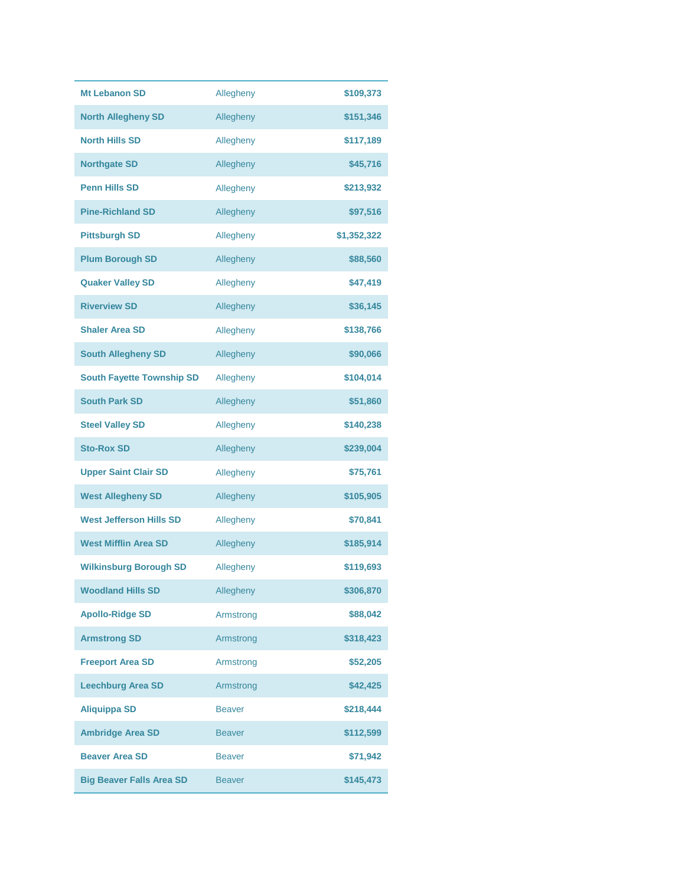| | | |
|---|---|---|
| **Mt Lebanon SD** | Allegheny | **$109,373** |
| **North Allegheny SD** | Allegheny | **$151,346** |
| **North Hills SD** | Allegheny | **$117,189** |
| **Northgate SD** | Allegheny | **$45,716** |
| **Penn Hills SD** | Allegheny | **$213,932** |
| **Pine-Richland SD** | Allegheny | **$97,516** |
| **Pittsburgh SD** | Allegheny | **$1,352,322** |
| **Plum Borough SD** | Allegheny | **$88,560** |
| **Quaker Valley SD** | Allegheny | **$47,419** |
| **Riverview SD** | Allegheny | **$36,145** |
| **Shaler Area SD** | Allegheny | **$138,766** |
| **South Allegheny SD** | Allegheny | **$90,066** |
| **South Fayette Township SD** | Allegheny | **$104,014** |
| **South Park SD** | Allegheny | **$51,860** |
| **Steel Valley SD** | Allegheny | **$140,238** |
| **Sto-Rox SD** | Allegheny | **$239,004** |
| **Upper Saint Clair SD** | Allegheny | **$75,761** |
| **West Allegheny SD** | Allegheny | **$105,905** |
| **West Jefferson Hills SD** | Allegheny | **$70,841** |
| **West Mifflin Area SD** | Allegheny | **$185,914** |
| **Wilkinsburg Borough SD** | Allegheny | **$119,693** |
| **Woodland Hills SD** | Allegheny | **$306,870** |
| **Apollo-Ridge SD** | Armstrong | **$88,042** |
| **Armstrong SD** | Armstrong | **$318,423** |
| **Freeport Area SD** | Armstrong | **$52,205** |
| **Leechburg Area SD** | Armstrong | **$42,425** |
| **Aliquippa SD** | Beaver | **$218,444** |
| **Ambridge Area SD** | Beaver | **$112,599** |
| **Beaver Area SD** | Beaver | **$71,942** |
| **Big Beaver Falls Area SD** | Beaver | **$145,473** |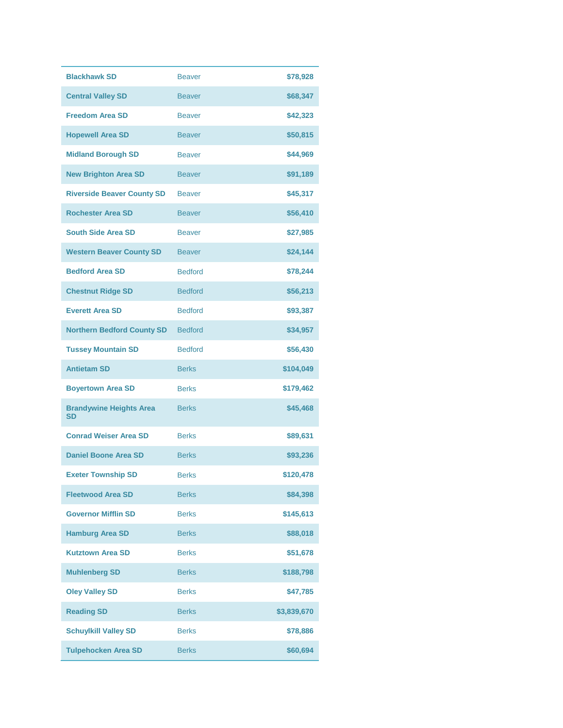| | | |
|---|---|---|
| **Blackhawk SD** | Beaver | **$78,928** |
| **Central Valley SD** | Beaver | **$68,347** |
| **Freedom Area SD** | Beaver | **$42,323** |
| **Hopewell Area SD** | Beaver | **$50,815** |
| **Midland Borough SD** | Beaver | **$44,969** |
| **New Brighton Area SD** | Beaver | **$91,189** |
| **Riverside Beaver County SD** | Beaver | **$45,317** |
| **Rochester Area SD** | Beaver | **$56,410** |
| **South Side Area SD** | Beaver | **$27,985** |
| **Western Beaver County SD** | Beaver | **$24,144** |
| **Bedford Area SD** | Bedford | **$78,244** |
| **Chestnut Ridge SD** | Bedford | **$56,213** |
| **Everett Area SD** | Bedford | **$93,387** |
| **Northern Bedford County SD** | Bedford | **$34,957** |
| **Tussey Mountain SD** | Bedford | **$56,430** |
| **Antietam SD** | Berks | **$104,049** |
| **Boyertown Area SD** | Berks | **$179,462** |
| **Brandywine Heights Area SD** | Berks | **$45,468** |
| **Conrad Weiser Area SD** | Berks | **$89,631** |
| **Daniel Boone Area SD** | Berks | **$93,236** |
| **Exeter Township SD** | Berks | **$120,478** |
| **Fleetwood Area SD** | Berks | **$84,398** |
| **Governor Mifflin SD** | Berks | **$145,613** |
| **Hamburg Area SD** | Berks | **$88,018** |
| **Kutztown Area SD** | Berks | **$51,678** |
| **Muhlenberg SD** | Berks | **$188,798** |
| **Oley Valley SD** | Berks | **$47,785** |
| **Reading SD** | Berks | **$3,839,670** |
| **Schuylkill Valley SD** | Berks | **$78,886** |
| **Tulpehocken Area SD** | Berks | **$60,694** |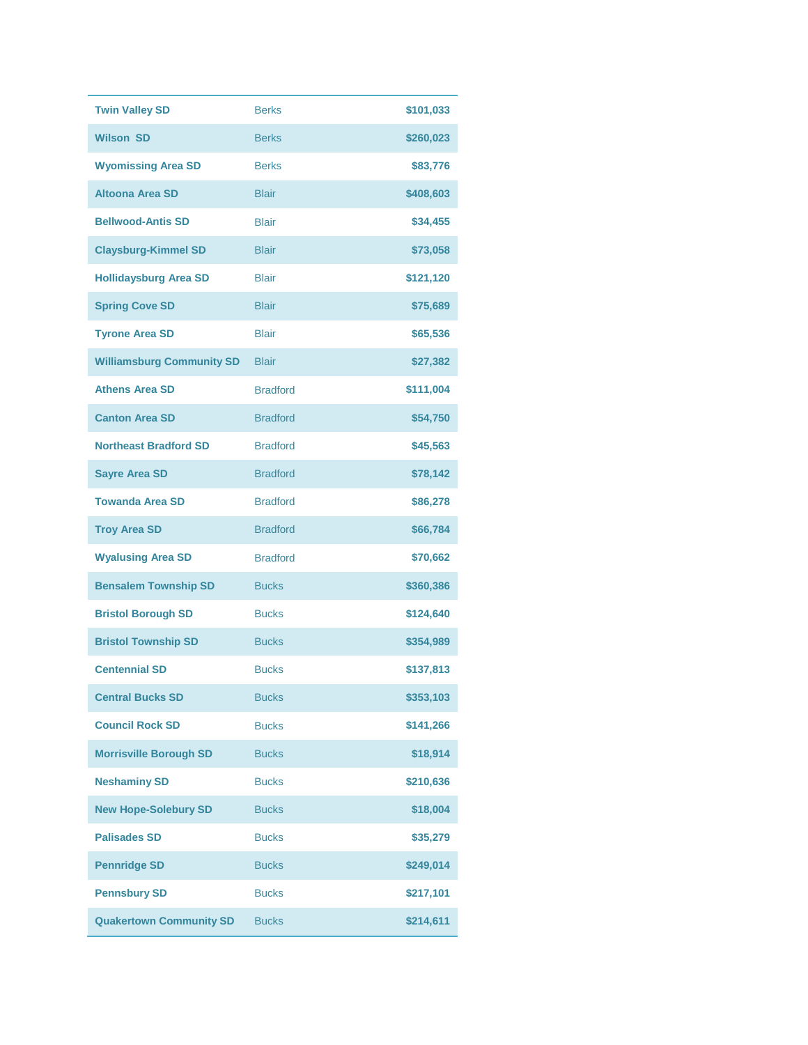| | | |
|---|---|---|
| **Twin Valley SD** | Berks | **$101,033** |
| **Wilson SD** | Berks | **$260,023** |
| **Wyomissing Area SD** | Berks | **$83,776** |
| **Altoona Area SD** | Blair | **$408,603** |
| **Bellwood-Antis SD** | Blair | **$34,455** |
| **Claysburg-Kimmel SD** | Blair | **$73,058** |
| **Hollidaysburg Area SD** | Blair | **$121,120** |
| **Spring Cove SD** | Blair | **$75,689** |
| **Tyrone Area SD** | Blair | **$65,536** |
| **Williamsburg Community SD** | Blair | **$27,382** |
| **Athens Area SD** | Bradford | **$111,004** |
| **Canton Area SD** | Bradford | **$54,750** |
| **Northeast Bradford SD** | Bradford | **$45,563** |
| **Sayre Area SD** | Bradford | **$78,142** |
| **Towanda Area SD** | Bradford | **$86,278** |
| **Troy Area SD** | Bradford | **$66,784** |
| **Wyalusing Area SD** | Bradford | **$70,662** |
| **Bensalem Township SD** | Bucks | **$360,386** |
| **Bristol Borough SD** | Bucks | **$124,640** |
| **Bristol Township SD** | Bucks | **$354,989** |
| **Centennial SD** | Bucks | **$137,813** |
| **Central Bucks SD** | Bucks | **$353,103** |
| **Council Rock SD** | Bucks | **$141,266** |
| **Morrisville Borough SD** | Bucks | **$18,914** |
| **Neshaminy SD** | Bucks | **$210,636** |
| **New Hope-Solebury SD** | Bucks | **$18,004** |
| **Palisades SD** | Bucks | **$35,279** |
| **Pennridge SD** | Bucks | **$249,014** |
| **Pennsbury SD** | Bucks | **$217,101** |
| **Quakertown Community SD** | Bucks | **$214,611** |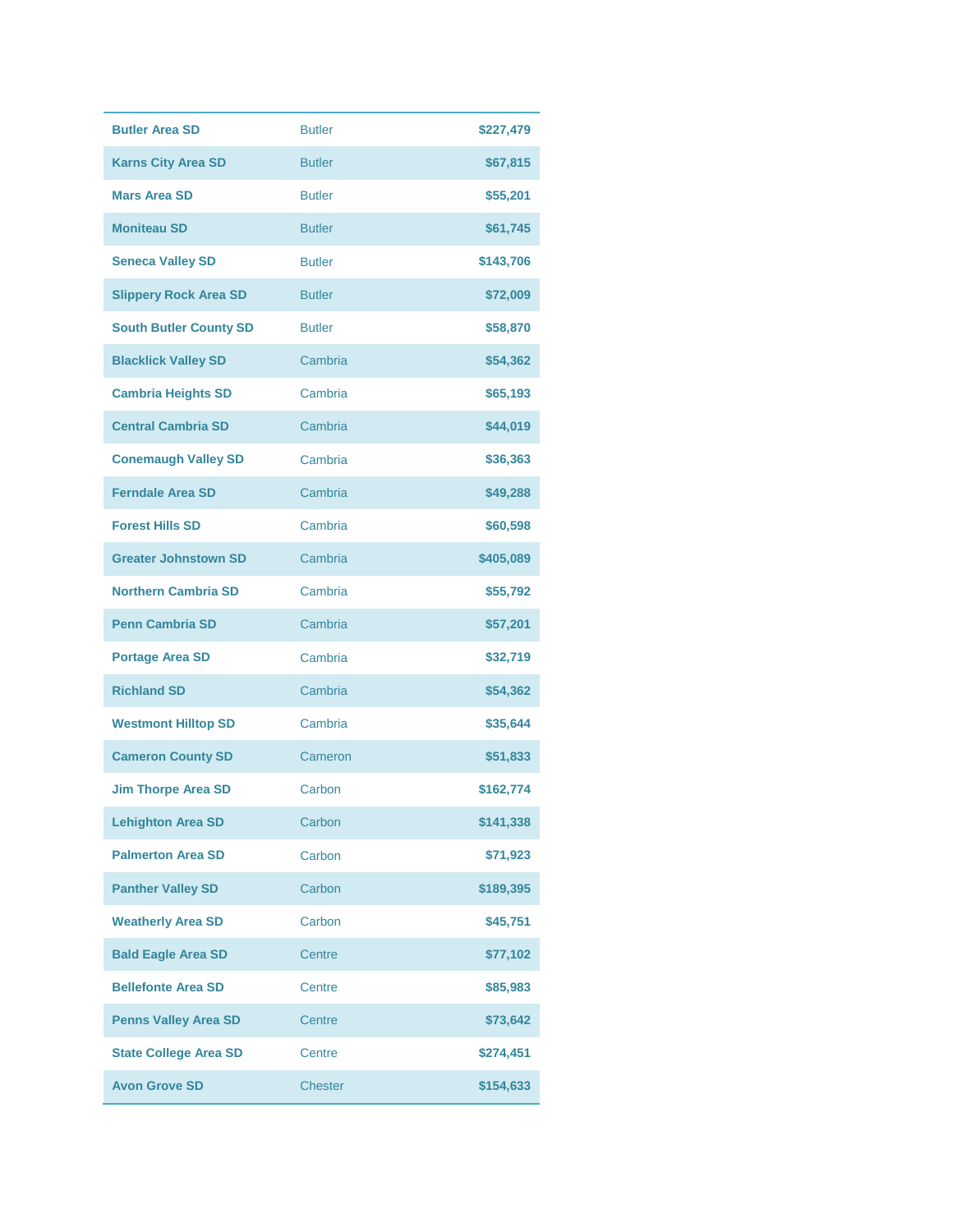| | | |
|---|---|---|
| **Butler Area SD** | Butler | **$227,479** |
| **Karns City Area SD** | Butler | **$67,815** |
| **Mars Area SD** | Butler | **$55,201** |
| **Moniteau SD** | Butler | **$61,745** |
| **Seneca Valley SD** | Butler | **$143,706** |
| **Slippery Rock Area SD** | Butler | **$72,009** |
| **South Butler County SD** | Butler | **$58,870** |
| **Blacklick Valley SD** | Cambria | **$54,362** |
| **Cambria Heights SD** | Cambria | **$65,193** |
| **Central Cambria SD** | Cambria | **$44,019** |
| **Conemaugh Valley SD** | Cambria | **$36,363** |
| **Ferndale Area SD** | Cambria | **$49,288** |
| **Forest Hills SD** | Cambria | **$60,598** |
| **Greater Johnstown SD** | Cambria | **$405,089** |
| **Northern Cambria SD** | Cambria | **$55,792** |
| **Penn Cambria SD** | Cambria | **$57,201** |
| **Portage Area SD** | Cambria | **$32,719** |
| **Richland SD** | Cambria | **$54,362** |
| **Westmont Hilltop SD** | Cambria | **$35,644** |
| **Cameron County SD** | Cameron | **$51,833** |
| **Jim Thorpe Area SD** | Carbon | **$162,774** |
| **Lehighton Area SD** | Carbon | **$141,338** |
| **Palmerton Area SD** | Carbon | **$71,923** |
| **Panther Valley SD** | Carbon | **$189,395** |
| **Weatherly Area SD** | Carbon | **$45,751** |
| **Bald Eagle Area SD** | Centre | **$77,102** |
| **Bellefonte Area SD** | Centre | **$85,983** |
| **Penns Valley Area SD** | Centre | **$73,642** |
| **State College Area SD** | Centre | **$274,451** |
| **Avon Grove SD** | Chester | **$154,633** |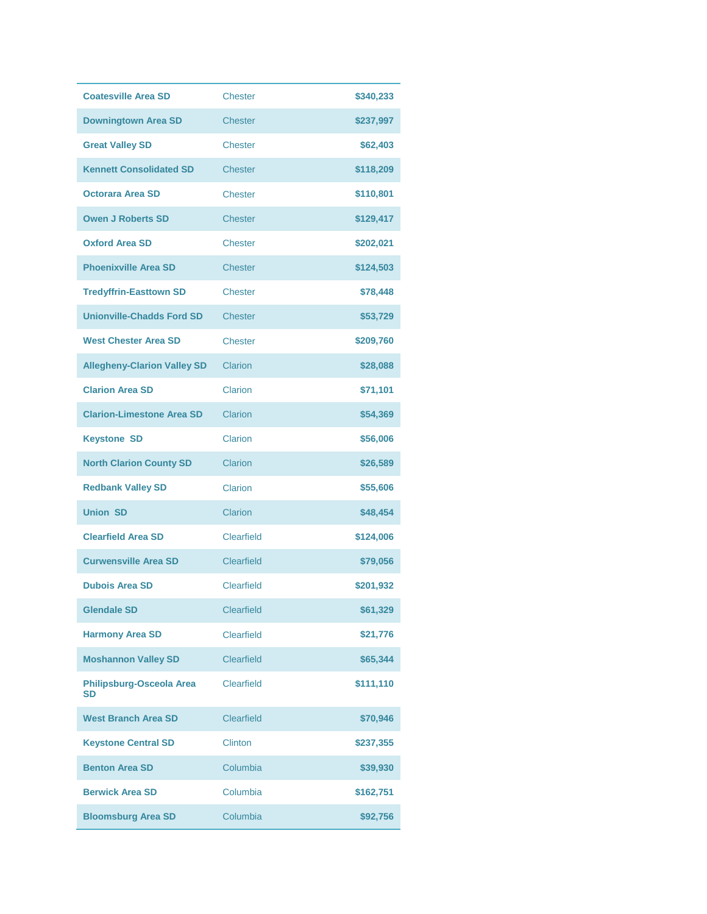| | | |
|---|---|---|
| **Coatesville Area SD** | Chester | **$340,233** |
| **Downingtown Area SD** | Chester | **$237,997** |
| **Great Valley SD** | Chester | **$62,403** |
| **Kennett Consolidated SD** | Chester | **$118,209** |
| **Octorara Area SD** | Chester | **$110,801** |
| **Owen J Roberts SD** | Chester | **$129,417** |
| **Oxford Area SD** | Chester | **$202,021** |
| **Phoenixville Area SD** | Chester | **$124,503** |
| **Tredyffrin-Easttown SD** | Chester | **$78,448** |
| **Unionville-Chadds Ford SD** | Chester | **$53,729** |
| **West Chester Area SD** | Chester | **$209,760** |
| **Allegheny-Clarion Valley SD** | Clarion | **$28,088** |
| **Clarion Area SD** | Clarion | **$71,101** |
| **Clarion-Limestone Area SD** | Clarion | **$54,369** |
| **Keystone SD** | Clarion | **$56,006** |
| **North Clarion County SD** | Clarion | **$26,589** |
| **Redbank Valley SD** | Clarion | **$55,606** |
| **Union SD** | Clarion | **$48,454** |
| **Clearfield Area SD** | Clearfield | **$124,006** |
| **Curwensville Area SD** | Clearfield | **$79,056** |
| **Dubois Area SD** | Clearfield | **$201,932** |
| **Glendale SD** | Clearfield | **$61,329** |
| **Harmony Area SD** | Clearfield | **$21,776** |
| **Moshannon Valley SD** | Clearfield | **$65,344** |
| **Philipsburg-Osceola Area SD** | Clearfield | **$111,110** |
| **West Branch Area SD** | Clearfield | **$70,946** |
| **Keystone Central SD** | Clinton | **$237,355** |
| **Benton Area SD** | Columbia | **$39,930** |
| **Berwick Area SD** | Columbia | **$162,751** |
| **Bloomsburg Area SD** | Columbia | **$92,756** |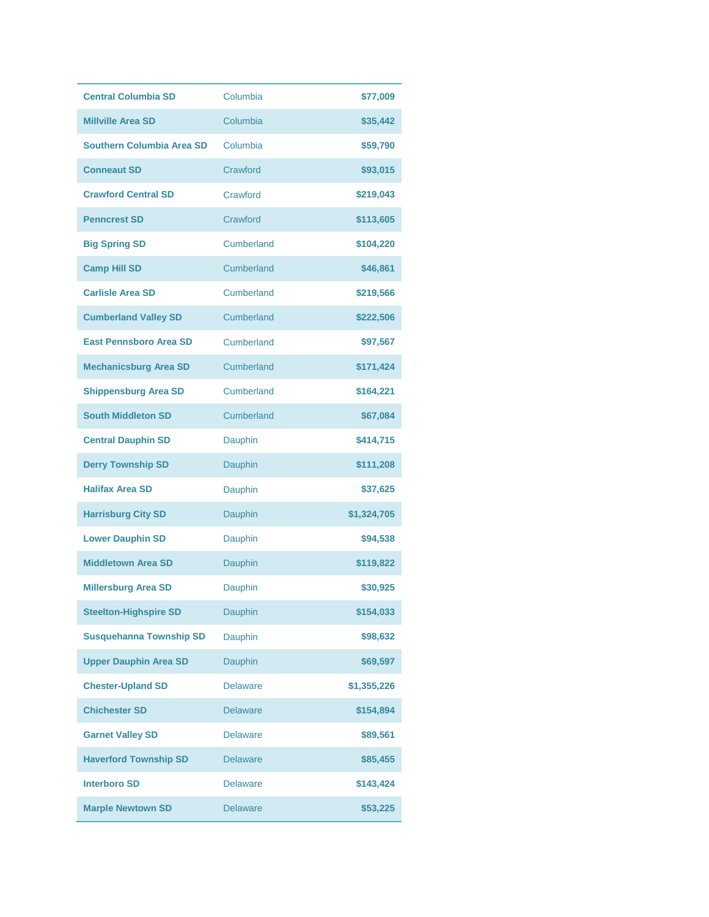| | | |
|---|---|---|
| **Central Columbia SD** | Columbia | **$77,009** |
| **Millville Area SD** | Columbia | **$35,442** |
| **Southern Columbia Area SD** | Columbia | **$59,790** |
| **Conneaut SD** | Crawford | **$93,015** |
| **Crawford Central SD** | Crawford | **$219,043** |
| **Penncrest SD** | Crawford | **$113,605** |
| **Big Spring SD** | Cumberland | **$104,220** |
| **Camp Hill SD** | Cumberland | **$46,861** |
| **Carlisle Area SD** | Cumberland | **$219,566** |
| **Cumberland Valley SD** | Cumberland | **$222,506** |
| **East Pennsboro Area SD** | Cumberland | **$97,567** |
| **Mechanicsburg Area SD** | Cumberland | **$171,424** |
| **Shippensburg Area SD** | Cumberland | **$164,221** |
| **South Middleton SD** | Cumberland | **$67,084** |
| **Central Dauphin SD** | Dauphin | **$414,715** |
| **Derry Township SD** | Dauphin | **$111,208** |
| **Halifax Area SD** | Dauphin | **$37,625** |
| **Harrisburg City SD** | Dauphin | **$1,324,705** |
| **Lower Dauphin SD** | Dauphin | **$94,538** |
| **Middletown Area SD** | Dauphin | **$119,822** |
| **Millersburg Area SD** | Dauphin | **$30,925** |
| **Steelton-Highspire SD** | Dauphin | **$154,033** |
| **Susquehanna Township SD** | Dauphin | **$98,632** |
| **Upper Dauphin Area SD** | Dauphin | **$69,597** |
| **Chester-Upland SD** | Delaware | **$1,355,226** |
| **Chichester SD** | Delaware | **$154,894** |
| **Garnet Valley SD** | Delaware | **$89,561** |
| **Haverford Township SD** | Delaware | **$85,455** |
| **Interboro SD** | Delaware | **$143,424** |
| **Marple Newtown SD** | Delaware | **$53,225** |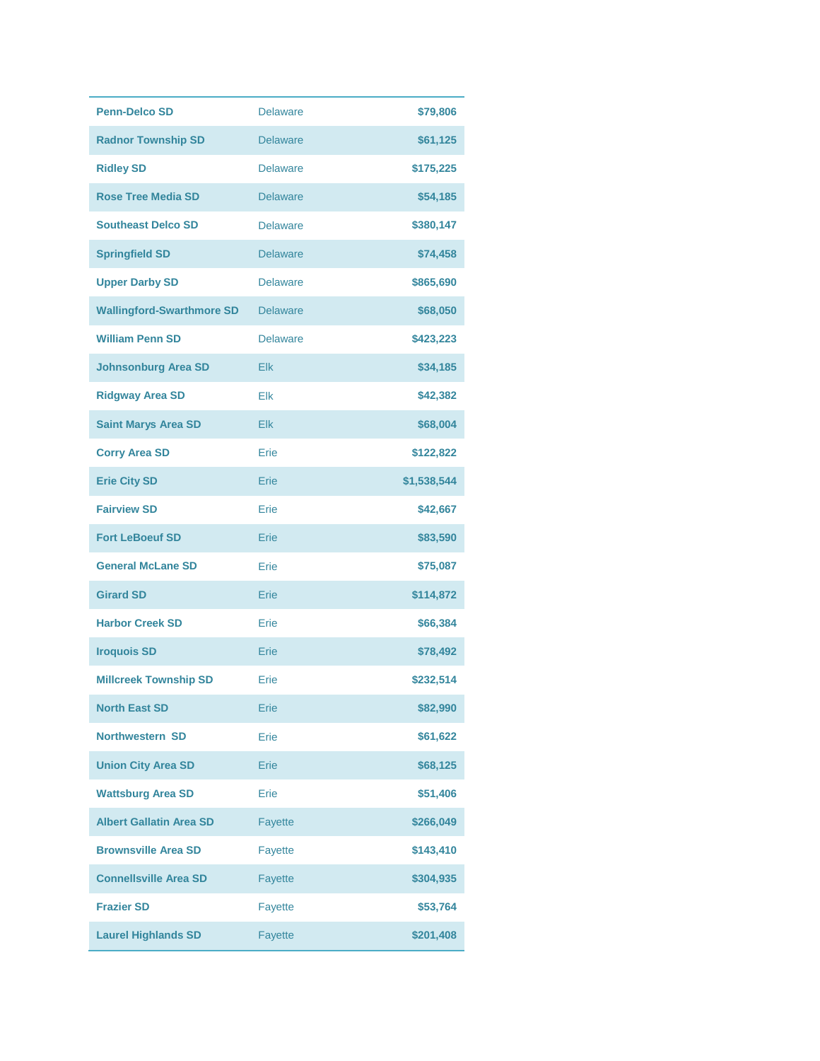| | | |
|---|---|---|
| **Penn-Delco SD** | Delaware | **$79,806** |
| **Radnor Township SD** | Delaware | **$61,125** |
| **Ridley SD** | Delaware | **$175,225** |
| **Rose Tree Media SD** | Delaware | **$54,185** |
| **Southeast Delco SD** | Delaware | **$380,147** |
| **Springfield SD** | Delaware | **$74,458** |
| **Upper Darby SD** | Delaware | **$865,690** |
| **Wallingford-Swarthmore SD** | Delaware | **$68,050** |
| **William Penn SD** | Delaware | **$423,223** |
| **Johnsonburg Area SD** | Elk | **$34,185** |
| **Ridgway Area SD** | Elk | **$42,382** |
| **Saint Marys Area SD** | Elk | **$68,004** |
| **Corry Area SD** | Erie | **$122,822** |
| **Erie City SD** | Erie | **$1,538,544** |
| **Fairview SD** | Erie | **$42,667** |
| **Fort LeBoeuf SD** | Erie | **$83,590** |
| **General McLane SD** | Erie | **$75,087** |
| **Girard SD** | Erie | **$114,872** |
| **Harbor Creek SD** | Erie | **$66,384** |
| **Iroquois SD** | Erie | **$78,492** |
| **Millcreek Township SD** | Erie | **$232,514** |
| **North East SD** | Erie | **$82,990** |
| **Northwestern SD** | Erie | **$61,622** |
| **Union City Area SD** | Erie | **$68,125** |
| **Wattsburg Area SD** | Erie | **$51,406** |
| **Albert Gallatin Area SD** | Fayette | **$266,049** |
| **Brownsville Area SD** | Fayette | **$143,410** |
| **Connellsville Area SD** | Fayette | **$304,935** |
| **Frazier SD** | Fayette | **$53,764** |
| **Laurel Highlands SD** | Fayette | **$201,408** |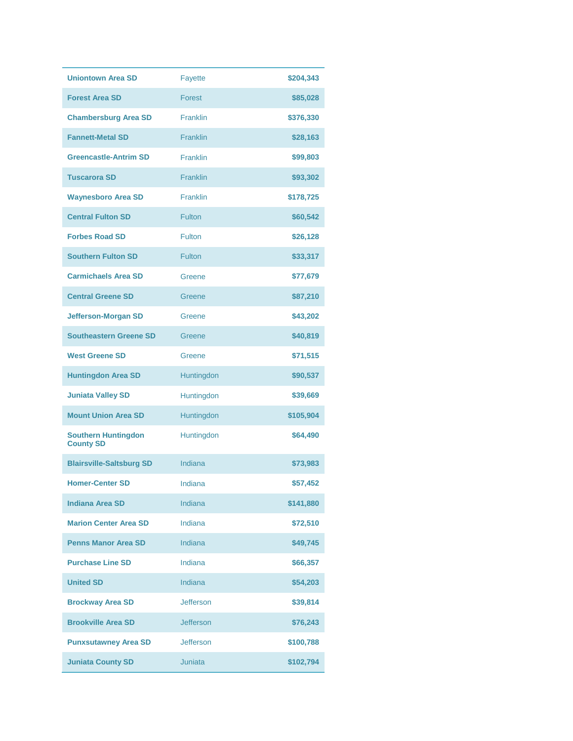| | | |
|---|---|---|
| **Uniontown Area SD** | Fayette | **$204,343** |
| **Forest Area SD** | Forest | **$85,028** |
| **Chambersburg Area SD** | Franklin | **$376,330** |
| **Fannett-Metal SD** | Franklin | **$28,163** |
| **Greencastle-Antrim SD** | Franklin | **$99,803** |
| **Tuscarora SD** | Franklin | **$93,302** |
| **Waynesboro Area SD** | Franklin | **$178,725** |
| **Central Fulton SD** | Fulton | **$60,542** |
| **Forbes Road SD** | Fulton | **$26,128** |
| **Southern Fulton SD** | Fulton | **$33,317** |
| **Carmichaels Area SD** | Greene | **$77,679** |
| **Central Greene SD** | Greene | **$87,210** |
| **Jefferson-Morgan SD** | Greene | **$43,202** |
| **Southeastern Greene SD** | Greene | **$40,819** |
| **West Greene SD** | Greene | **$71,515** |
| **Huntingdon Area SD** | Huntingdon | **$90,537** |
| **Juniata Valley SD** | Huntingdon | **$39,669** |
| **Mount Union Area SD** | Huntingdon | **$105,904** |
| **Southern Huntingdon County SD** | Huntingdon | **$64,490** |
| **Blairsville-Saltsburg SD** | Indiana | **$73,983** |
| **Homer-Center SD** | Indiana | **$57,452** |
| **Indiana Area SD** | Indiana | **$141,880** |
| **Marion Center Area SD** | Indiana | **$72,510** |
| **Penns Manor Area SD** | Indiana | **$49,745** |
| **Purchase Line SD** | Indiana | **$66,357** |
| **United SD** | Indiana | **$54,203** |
| **Brockway Area SD** | Jefferson | **$39,814** |
| **Brookville Area SD** | Jefferson | **$76,243** |
| **Punxsutawney Area SD** | Jefferson | **$100,788** |
| **Juniata County SD** | Juniata | **$102,794** |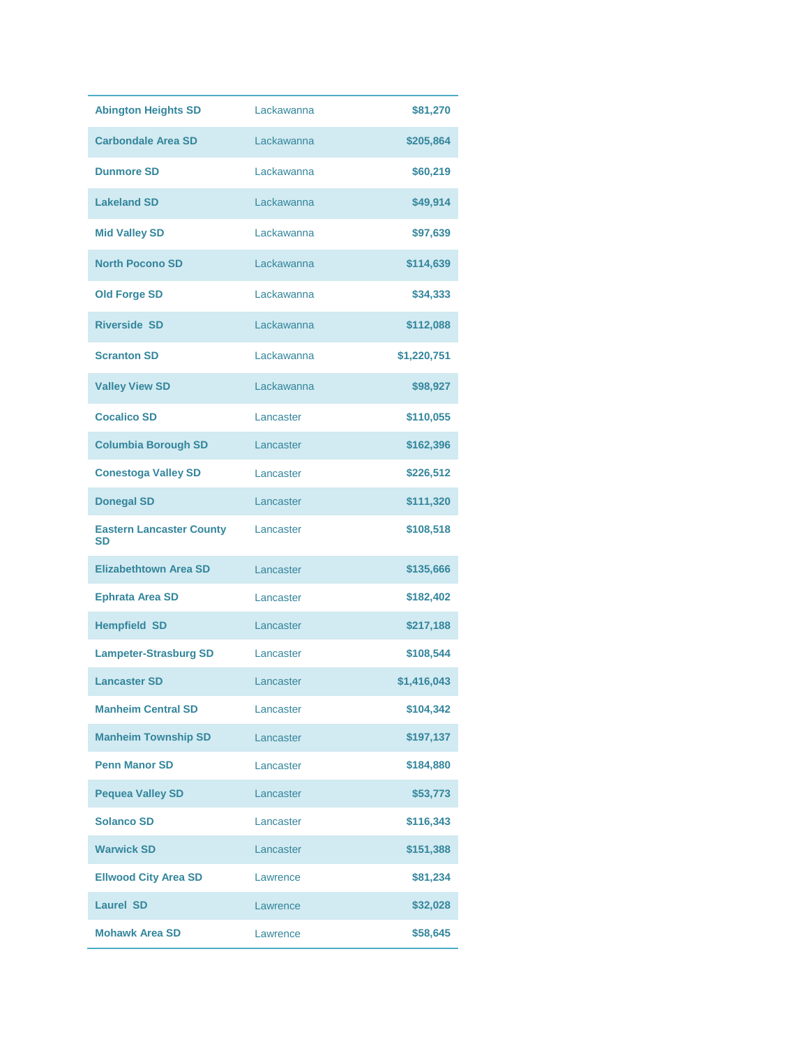| | | |
|---|---|---|
| Abington Heights SD | Lackawanna | $81,270 |
| Carbondale Area SD | Lackawanna | $205,864 |
| Dunmore SD | Lackawanna | $60,219 |
| Lakeland SD | Lackawanna | $49,914 |
| Mid Valley SD | Lackawanna | $97,639 |
| North Pocono SD | Lackawanna | $114,639 |
| Old Forge SD | Lackawanna | $34,333 |
| Riverside SD | Lackawanna | $112,088 |
| Scranton SD | Lackawanna | $1,220,751 |
| Valley View SD | Lackawanna | $98,927 |
| Cocalico SD | Lancaster | $110,055 |
| Columbia Borough SD | Lancaster | $162,396 |
| Conestoga Valley SD | Lancaster | $226,512 |
| Donegal SD | Lancaster | $111,320 |
| Eastern Lancaster County SD | Lancaster | $108,518 |
| Elizabethtown Area SD | Lancaster | $135,666 |
| Ephrata Area SD | Lancaster | $182,402 |
| Hempfield SD | Lancaster | $217,188 |
| Lampeter-Strasburg SD | Lancaster | $108,544 |
| Lancaster SD | Lancaster | $1,416,043 |
| Manheim Central SD | Lancaster | $104,342 |
| Manheim Township SD | Lancaster | $197,137 |
| Penn Manor SD | Lancaster | $184,880 |
| Pequea Valley SD | Lancaster | $53,773 |
| Solanco SD | Lancaster | $116,343 |
| Warwick SD | Lancaster | $151,388 |
| Ellwood City Area SD | Lawrence | $81,234 |
| Laurel SD | Lawrence | $32,028 |
| Mohawk Area SD | Lawrence | $58,645 |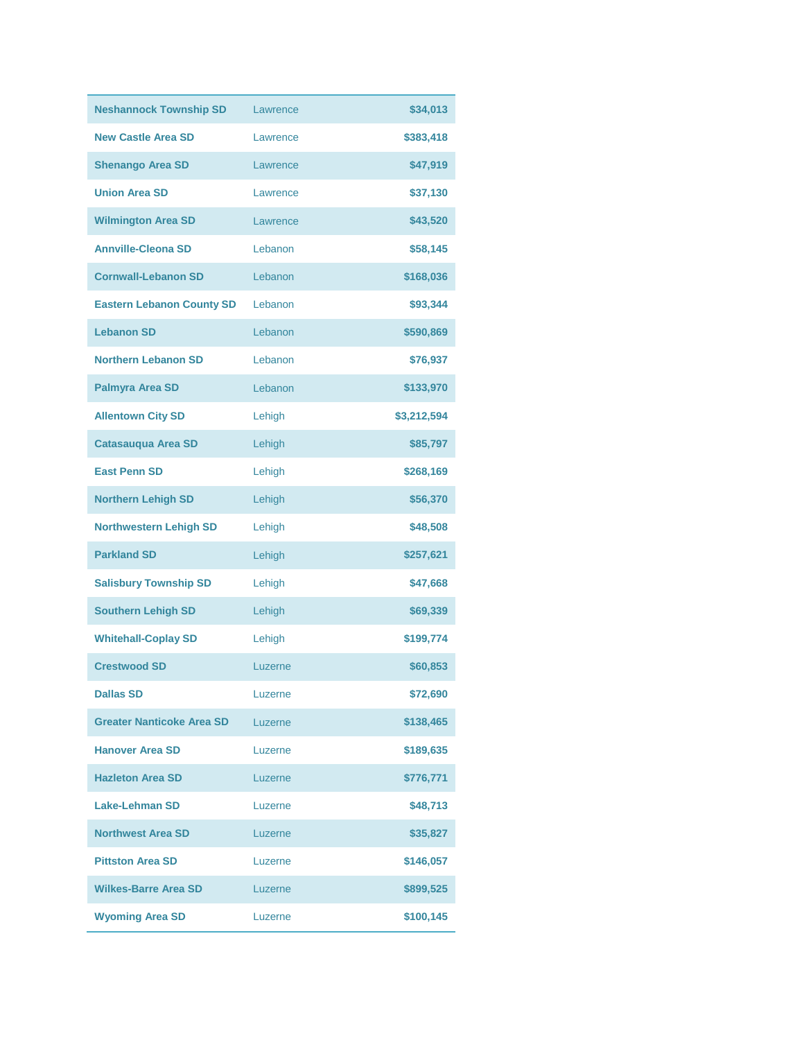| | | |
|---|---|---|
| **Neshannock Township SD** | Lawrence | **$34,013** |
| **New Castle Area SD** | Lawrence | **$383,418** |
| **Shenango Area SD** | Lawrence | **$47,919** |
| **Union Area SD** | Lawrence | **$37,130** |
| **Wilmington Area SD** | Lawrence | **$43,520** |
| **Annville-Cleona SD** | Lebanon | **$58,145** |
| **Cornwall-Lebanon SD** | Lebanon | **$168,036** |
| **Eastern Lebanon County SD** | Lebanon | **$93,344** |
| **Lebanon SD** | Lebanon | **$590,869** |
| **Northern Lebanon SD** | Lebanon | **$76,937** |
| **Palmyra Area SD** | Lebanon | **$133,970** |
| **Allentown City SD** | Lehigh | **$3,212,594** |
| **Catasauqua Area SD** | Lehigh | **$85,797** |
| **East Penn SD** | Lehigh | **$268,169** |
| **Northern Lehigh SD** | Lehigh | **$56,370** |
| **Northwestern Lehigh SD** | Lehigh | **$48,508** |
| **Parkland SD** | Lehigh | **$257,621** |
| **Salisbury Township SD** | Lehigh | **$47,668** |
| **Southern Lehigh SD** | Lehigh | **$69,339** |
| **Whitehall-Coplay SD** | Lehigh | **$199,774** |
| **Crestwood SD** | Luzerne | **$60,853** |
| **Dallas SD** | Luzerne | **$72,690** |
| **Greater Nanticoke Area SD** | Luzerne | **$138,465** |
| **Hanover Area SD** | Luzerne | **$189,635** |
| **Hazleton Area SD** | Luzerne | **$776,771** |
| **Lake-Lehman SD** | Luzerne | **$48,713** |
| **Northwest Area SD** | Luzerne | **$35,827** |
| **Pittston Area SD** | Luzerne | **$146,057** |
| **Wilkes-Barre Area SD** | Luzerne | **$899,525** |
| **Wyoming Area SD** | Luzerne | **$100,145** |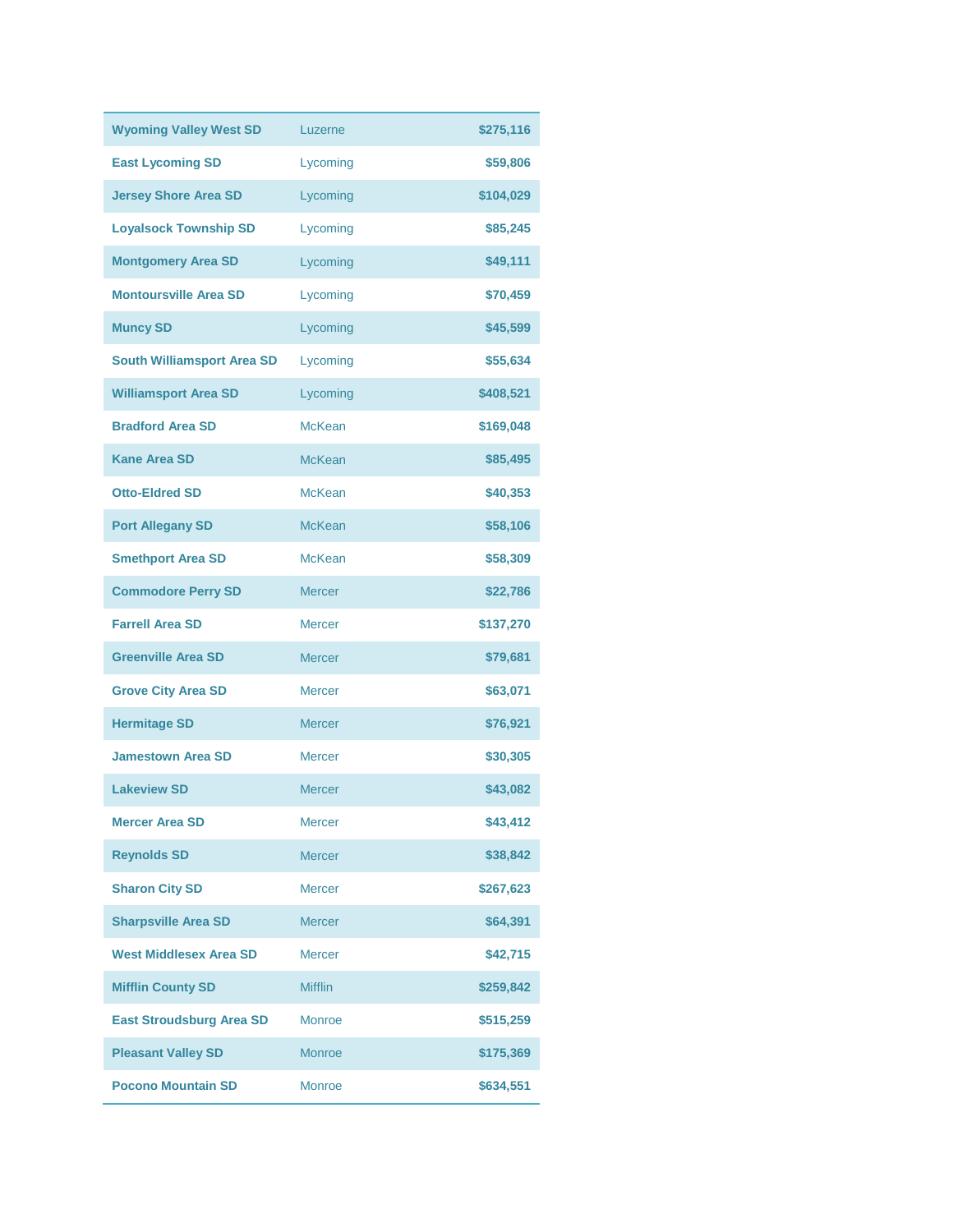| | | |
|---|---|---|
| **Wyoming Valley West SD** | Luzerne | **$275,116** |
| **East Lycoming SD** | Lycoming | **$59,806** |
| **Jersey Shore Area SD** | Lycoming | **$104,029** |
| **Loyalsock Township SD** | Lycoming | **$85,245** |
| **Montgomery Area SD** | Lycoming | **$49,111** |
| **Montoursville Area SD** | Lycoming | **$70,459** |
| **Muncy SD** | Lycoming | **$45,599** |
| **South Williamsport Area SD** | Lycoming | **$55,634** |
| **Williamsport Area SD** | Lycoming | **$408,521** |
| **Bradford Area SD** | McKean | **$169,048** |
| **Kane Area SD** | McKean | **$85,495** |
| **Otto-Eldred SD** | McKean | **$40,353** |
| **Port Allegany SD** | McKean | **$58,106** |
| **Smethport Area SD** | McKean | **$58,309** |
| **Commodore Perry SD** | Mercer | **$22,786** |
| **Farrell Area SD** | Mercer | **$137,270** |
| **Greenville Area SD** | Mercer | **$79,681** |
| **Grove City Area SD** | Mercer | **$63,071** |
| **Hermitage SD** | Mercer | **$76,921** |
| **Jamestown Area SD** | Mercer | **$30,305** |
| **Lakeview SD** | Mercer | **$43,082** |
| **Mercer Area SD** | Mercer | **$43,412** |
| **Reynolds SD** | Mercer | **$38,842** |
| **Sharon City SD** | Mercer | **$267,623** |
| **Sharpsville Area SD** | Mercer | **$64,391** |
| **West Middlesex Area SD** | Mercer | **$42,715** |
| **Mifflin County SD** | Mifflin | **$259,842** |
| **East Stroudsburg Area SD** | Monroe | **$515,259** |
| **Pleasant Valley SD** | Monroe | **$175,369** |
| **Pocono Mountain SD** | Monroe | **$634,551** |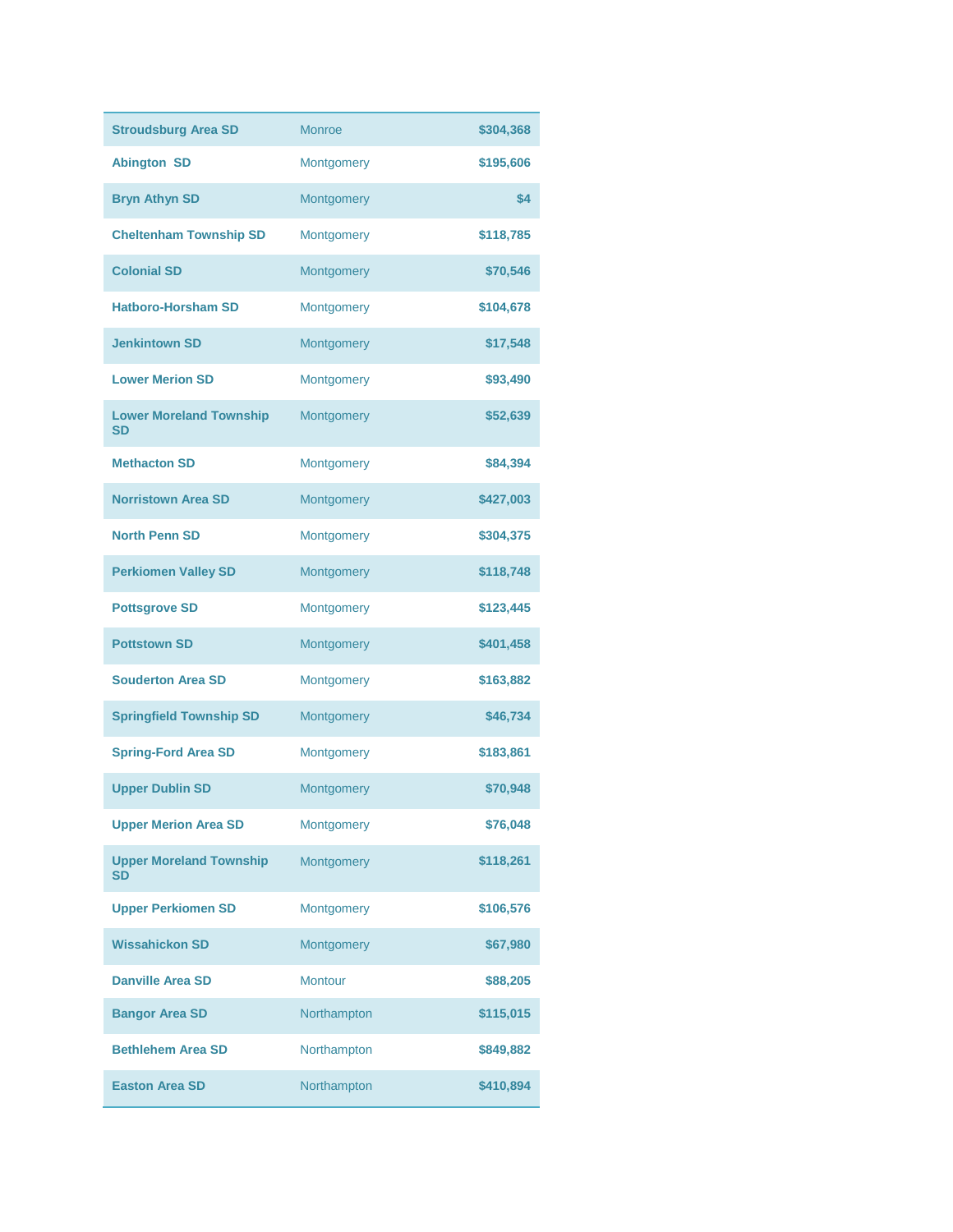| | | |
|---|---|---|
| **Stroudsburg Area SD** | Monroe | **$304,368** |
| **Abington SD** | Montgomery | **$195,606** |
| **Bryn Athyn SD** | Montgomery | **$4** |
| **Cheltenham Township SD** | Montgomery | **$118,785** |
| **Colonial SD** | Montgomery | **$70,546** |
| **Hatboro-Horsham SD** | Montgomery | **$104,678** |
| **Jenkintown SD** | Montgomery | **$17,548** |
| **Lower Merion SD** | Montgomery | **$93,490** |
| **Lower Moreland Township SD** | Montgomery | **$52,639** |
| **Methacton SD** | Montgomery | **$84,394** |
| **Norristown Area SD** | Montgomery | **$427,003** |
| **North Penn SD** | Montgomery | **$304,375** |
| **Perkiomen Valley SD** | Montgomery | **$118,748** |
| **Pottsgrove SD** | Montgomery | **$123,445** |
| **Pottstown SD** | Montgomery | **$401,458** |
| **Souderton Area SD** | Montgomery | **$163,882** |
| **Springfield Township SD** | Montgomery | **$46,734** |
| **Spring-Ford Area SD** | Montgomery | **$183,861** |
| **Upper Dublin SD** | Montgomery | **$70,948** |
| **Upper Merion Area SD** | Montgomery | **$76,048** |
| **Upper Moreland Township SD** | Montgomery | **$118,261** |
| **Upper Perkiomen SD** | Montgomery | **$106,576** |
| **Wissahickon SD** | Montgomery | **$67,980** |
| **Danville Area SD** | Montour | **$88,205** |
| **Bangor Area SD** | Northampton | **$115,015** |
| **Bethlehem Area SD** | Northampton | **$849,882** |
| **Easton Area SD** | Northampton | **$410,894** |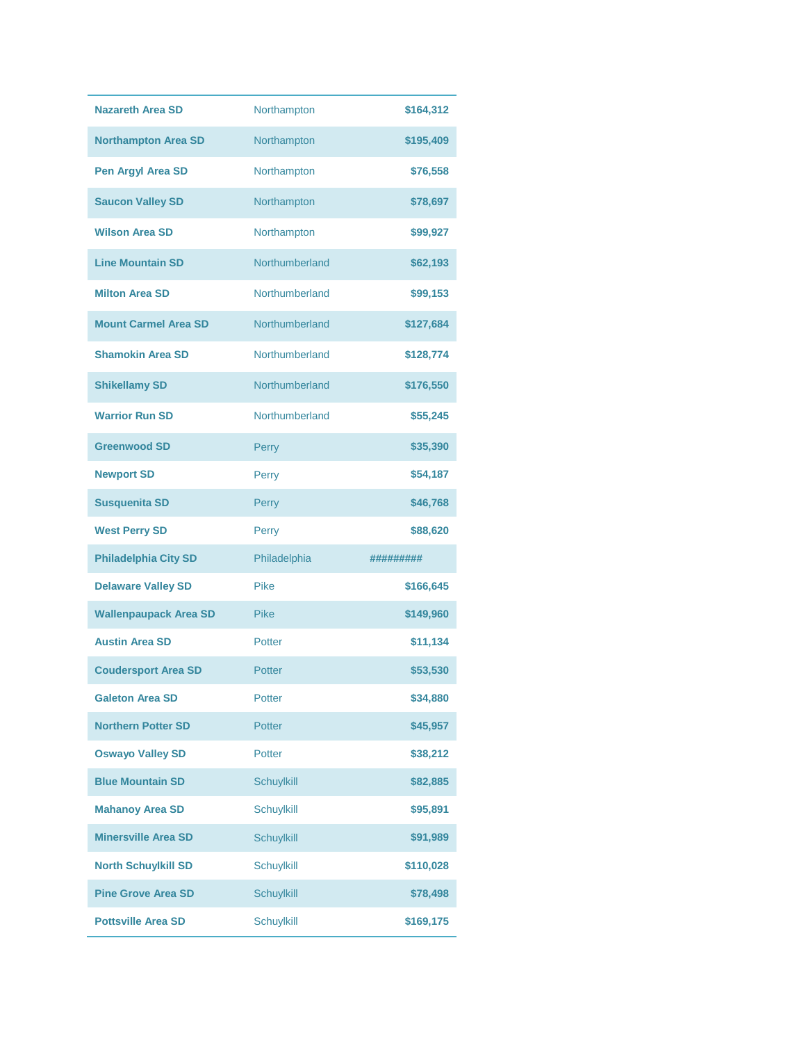| | | |
|---|---|---|
| **Nazareth Area SD** | Northampton | **$164,312** |
| **Northampton Area SD** | Northampton | **$195,409** |
| **Pen Argyl Area SD** | Northampton | **$76,558** |
| **Saucon Valley SD** | Northampton | **$78,697** |
| **Wilson Area SD** | Northampton | **$99,927** |
| **Line Mountain SD** | Northumberland | **$62,193** |
| **Milton Area SD** | Northumberland | **$99,153** |
| **Mount Carmel Area SD** | Northumberland | **$127,684** |
| **Shamokin Area SD** | Northumberland | **$128,774** |
| **Shikellamy SD** | Northumberland | **$176,550** |
| **Warrior Run SD** | Northumberland | **$55,245** |
| **Greenwood SD** | Perry | **$35,390** |
| **Newport SD** | Perry | **$54,187** |
| **Susquenita SD** | Perry | **$46,768** |
| **West Perry SD** | Perry | **$88,620** |
| **Philadelphia City SD** | Philadelphia | **#########** |
| **Delaware Valley SD** | Pike | **$166,645** |
| **Wallenpaupack Area SD** | Pike | **$149,960** |
| **Austin Area SD** | Potter | **$11,134** |
| **Coudersport Area SD** | Potter | **$53,530** |
| **Galeton Area SD** | Potter | **$34,880** |
| **Northern Potter SD** | Potter | **$45,957** |
| **Oswayo Valley SD** | Potter | **$38,212** |
| **Blue Mountain SD** | Schuylkill | **$82,885** |
| **Mahanoy Area SD** | Schuylkill | **$95,891** |
| **Minersville Area SD** | Schuylkill | **$91,989** |
| **North Schuylkill SD** | Schuylkill | **$110,028** |
| **Pine Grove Area SD** | Schuylkill | **$78,498** |
| **Pottsville Area SD** | Schuylkill | **$169,175** |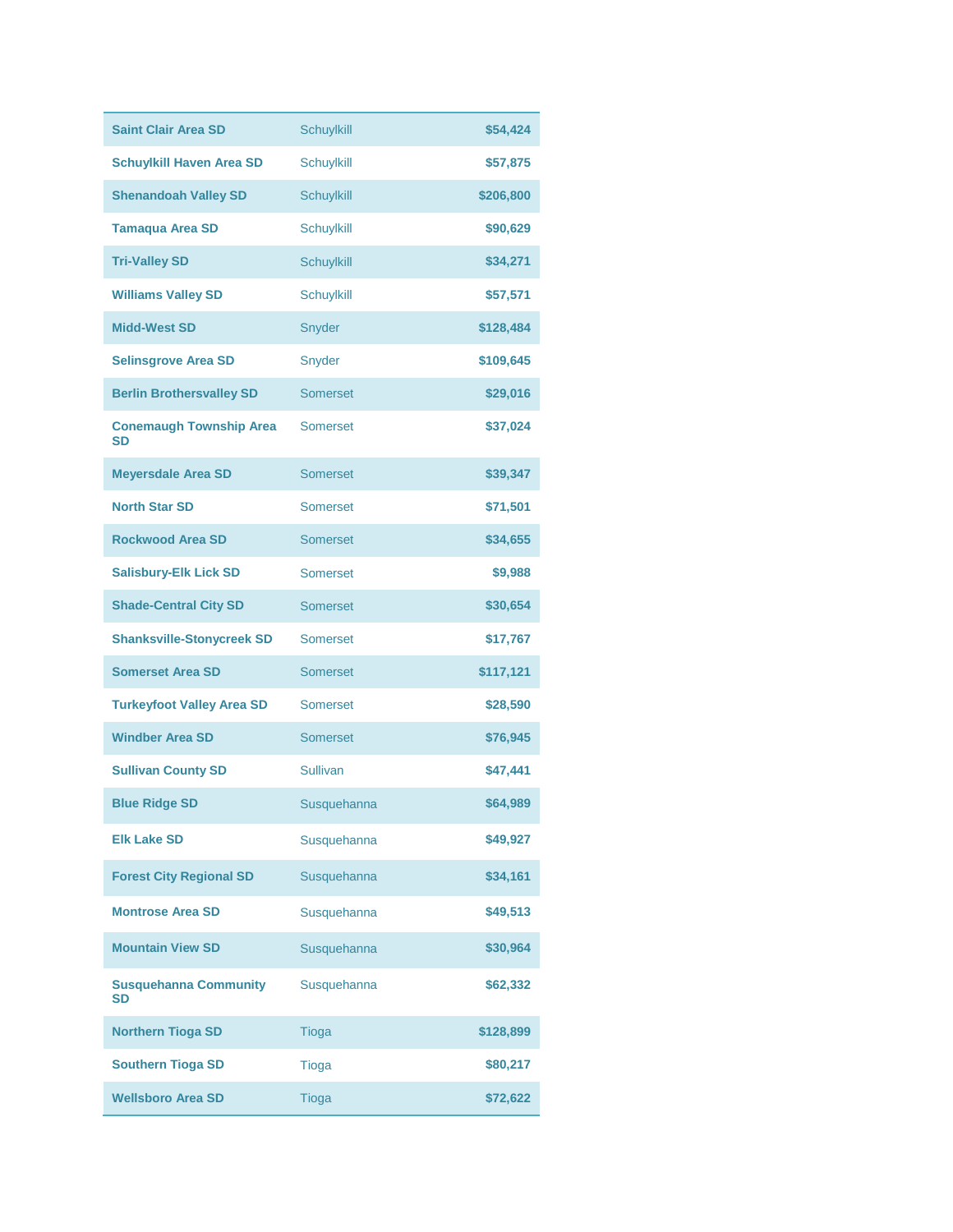| | | |
|---|---|---|
| **Saint Clair Area SD** | Schuylkill | **$54,424** |
| **Schuylkill Haven Area SD** | Schuylkill | **$57,875** |
| **Shenandoah Valley SD** | Schuylkill | **$206,800** |
| **Tamaqua Area SD** | Schuylkill | **$90,629** |
| **Tri-Valley SD** | Schuylkill | **$34,271** |
| **Williams Valley SD** | Schuylkill | **$57,571** |
| **Midd-West SD** | Snyder | **$128,484** |
| **Selinsgrove Area SD** | Snyder | **$109,645** |
| **Berlin Brothersvalley SD** | Somerset | **$29,016** |
| **Conemaugh Township Area SD** | Somerset | **$37,024** |
| **Meyersdale Area SD** | Somerset | **$39,347** |
| **North Star SD** | Somerset | **$71,501** |
| **Rockwood Area SD** | Somerset | **$34,655** |
| **Salisbury-Elk Lick SD** | Somerset | **$9,988** |
| **Shade-Central City SD** | Somerset | **$30,654** |
| **Shanksville-Stonycreek SD** | Somerset | **$17,767** |
| **Somerset Area SD** | Somerset | **$117,121** |
| **Turkeyfoot Valley Area SD** | Somerset | **$28,590** |
| **Windber Area SD** | Somerset | **$76,945** |
| **Sullivan County SD** | Sullivan | **$47,441** |
| **Blue Ridge SD** | Susquehanna | **$64,989** |
| **Elk Lake SD** | Susquehanna | **$49,927** |
| **Forest City Regional SD** | Susquehanna | **$34,161** |
| **Montrose Area SD** | Susquehanna | **$49,513** |
| **Mountain View SD** | Susquehanna | **$30,964** |
| **Susquehanna Community SD** | Susquehanna | **$62,332** |
| **Northern Tioga SD** | Tioga | **$128,899** |
| **Southern Tioga SD** | Tioga | **$80,217** |
| **Wellsboro Area SD** | Tioga | **$72,622** |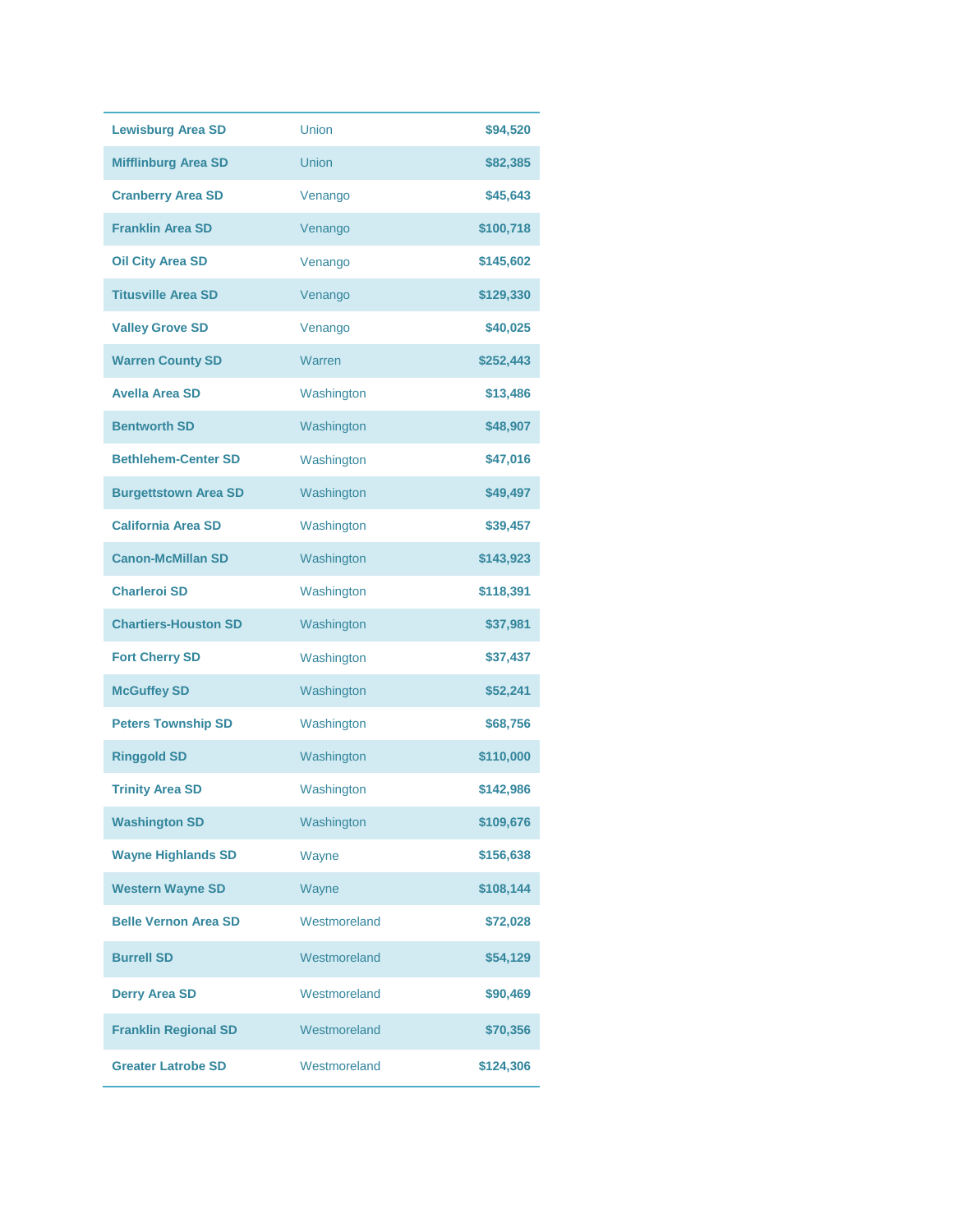| | | |
|---|---|---|
| **Lewisburg Area SD** | Union | **$94,520** |
| **Mifflinburg Area SD** | Union | **$82,385** |
| **Cranberry Area SD** | Venango | **$45,643** |
| **Franklin Area SD** | Venango | **$100,718** |
| **Oil City Area SD** | Venango | **$145,602** |
| **Titusville Area SD** | Venango | **$129,330** |
| **Valley Grove SD** | Venango | **$40,025** |
| **Warren County SD** | Warren | **$252,443** |
| **Avella Area SD** | Washington | **$13,486** |
| **Bentworth SD** | Washington | **$48,907** |
| **Bethlehem-Center SD** | Washington | **$47,016** |
| **Burgettstown Area SD** | Washington | **$49,497** |
| **California Area SD** | Washington | **$39,457** |
| **Canon-McMillan SD** | Washington | **$143,923** |
| **Charleroi SD** | Washington | **$118,391** |
| **Chartiers-Houston SD** | Washington | **$37,981** |
| **Fort Cherry SD** | Washington | **$37,437** |
| **McGuffey SD** | Washington | **$52,241** |
| **Peters Township SD** | Washington | **$68,756** |
| **Ringgold SD** | Washington | **$110,000** |
| **Trinity Area SD** | Washington | **$142,986** |
| **Washington SD** | Washington | **$109,676** |
| **Wayne Highlands SD** | Wayne | **$156,638** |
| **Western Wayne SD** | Wayne | **$108,144** |
| **Belle Vernon Area SD** | Westmoreland | **$72,028** |
| **Burrell SD** | Westmoreland | **$54,129** |
| **Derry Area SD** | Westmoreland | **$90,469** |
| **Franklin Regional SD** | Westmoreland | **$70,356** |
| **Greater Latrobe SD** | Westmoreland | **$124,306** |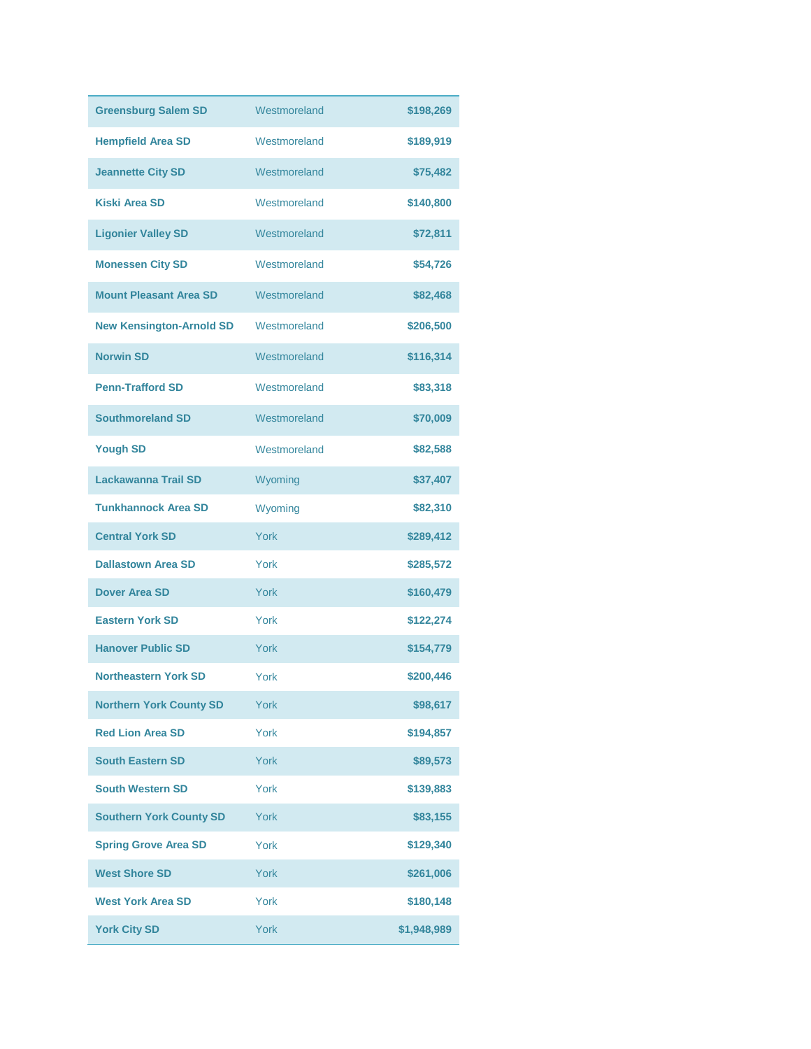| | | |
|---|---|---|
| Greensburg Salem SD | Westmoreland | $198,269 |
| Hempfield Area SD | Westmoreland | $189,919 |
| Jeannette City SD | Westmoreland | $75,482 |
| Kiski Area SD | Westmoreland | $140,800 |
| Ligonier Valley SD | Westmoreland | $72,811 |
| Monessen City SD | Westmoreland | $54,726 |
| Mount Pleasant Area SD | Westmoreland | $82,468 |
| New Kensington-Arnold SD | Westmoreland | $206,500 |
| Norwin SD | Westmoreland | $116,314 |
| Penn-Trafford SD | Westmoreland | $83,318 |
| Southmoreland SD | Westmoreland | $70,009 |
| Yough SD | Westmoreland | $82,588 |
| Lackawanna Trail SD | Wyoming | $37,407 |
| Tunkhannock Area SD | Wyoming | $82,310 |
| Central York SD | York | $289,412 |
| Dallastown Area SD | York | $285,572 |
| Dover Area SD | York | $160,479 |
| Eastern York SD | York | $122,274 |
| Hanover Public SD | York | $154,779 |
| Northeastern York SD | York | $200,446 |
| Northern York County SD | York | $98,617 |
| Red Lion Area SD | York | $194,857 |
| South Eastern SD | York | $89,573 |
| South Western SD | York | $139,883 |
| Southern York County SD | York | $83,155 |
| Spring Grove Area SD | York | $129,340 |
| West Shore SD | York | $261,006 |
| West York Area SD | York | $180,148 |
| York City SD | York | $1,948,989 |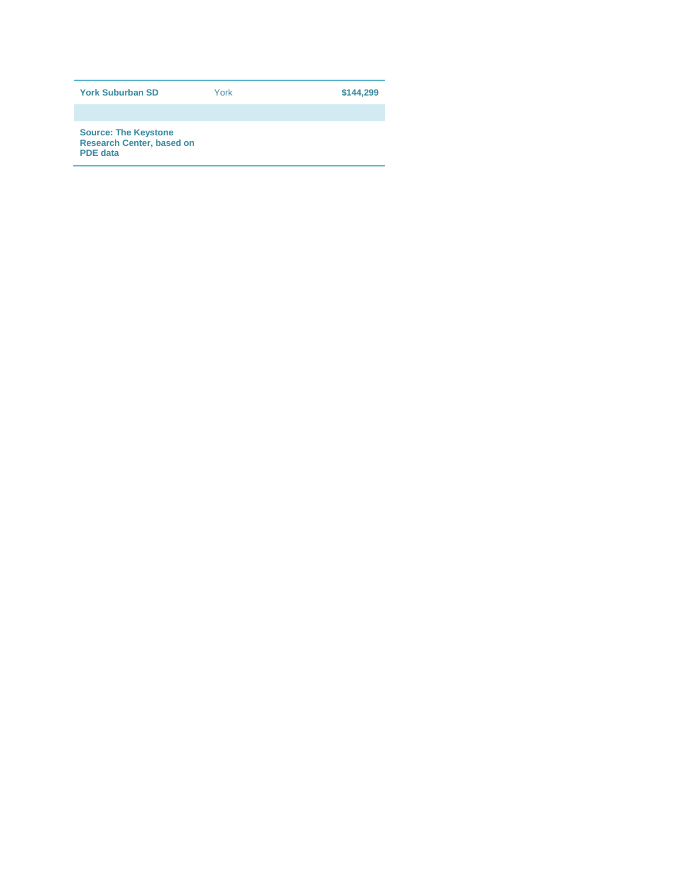| | | |
|---|---|---|
| **York Suburban SD** | York | **$144,299** |
| | | |
| **Source: The Keystone Research Center, based on PDE data** | | |